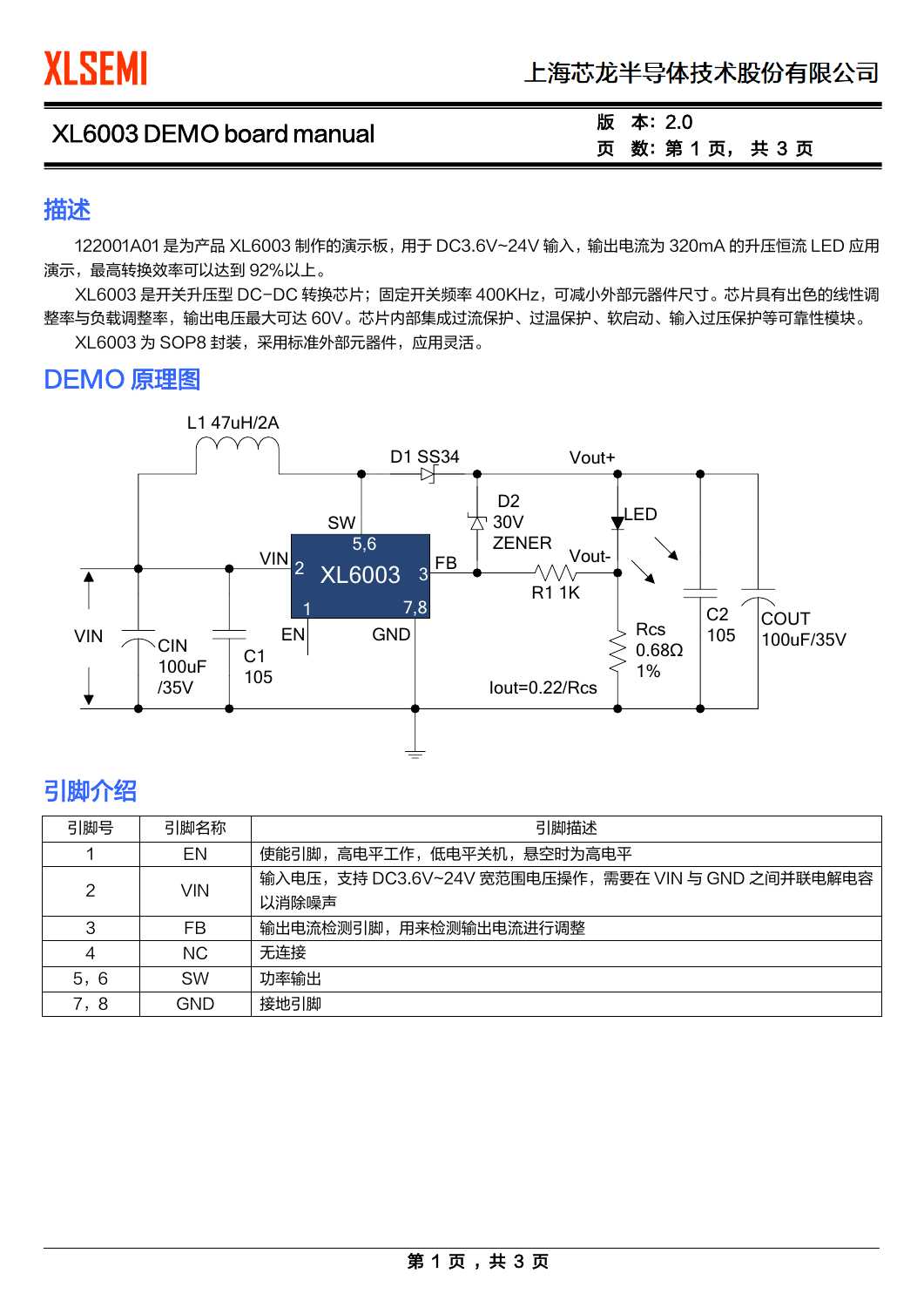XLSEMI　上海芯龙半导体技术股份有限公司

XL6003 DEMO board manual

版　本：2.0

## 描述

122001A01 是为产品 XL6003 制作的演示板，用于 DC3.6V~24V 输入，输出电流为 320mA 的升压恒流 LED 应用演示，最高转换效率可以达到 92%以上。

XL6003 是开关升压型 DC−DC 转换芯片；固定开关频率 400KHz，可减小外部元器件尺寸。芯片具有出色的线性调整率与负载调整率，输出电压最大可达 60V。芯片内部集成过流保护、过温保护、软启动、输入过压保护等可靠性模块。

XL6003 为 SOP8 封装，采用标准外部元器件，应用灵活。

## DEMO 原理图

L1 47uH/2A
D1 SS34
Vout+
D2 30V ZENER
LED
SW 5,6
VIN 2
XL6003
FB 3
Vout-
R1 1K
EN 1
GND 7,8
VIN
CIN 100uF /35V
C1 105
Rcs 0.68Ω 1%
C2 105
COUT 100uF/35V
Iout=0.22/Rcs

## 引脚介绍

| 引脚号 | 引脚名称 | 引脚描述 |
|---|---|---|
| 1 | EN | 使能引脚，高电平工作，低电平关机，悬空时为高电平 |
| 2 | VIN | 输入电压，支持 DC3.6V~24V 宽范围电压操作，需要在 VIN 与 GND 之间并联电解电容以消除噪声 |
| 3 | FB | 输出电流检测引脚，用来检测输出电流进行调整 |
| 4 | NC | 无连接 |
| 5，6 | SW | 功率输出 |
| 7，8 | GND | 接地引脚 |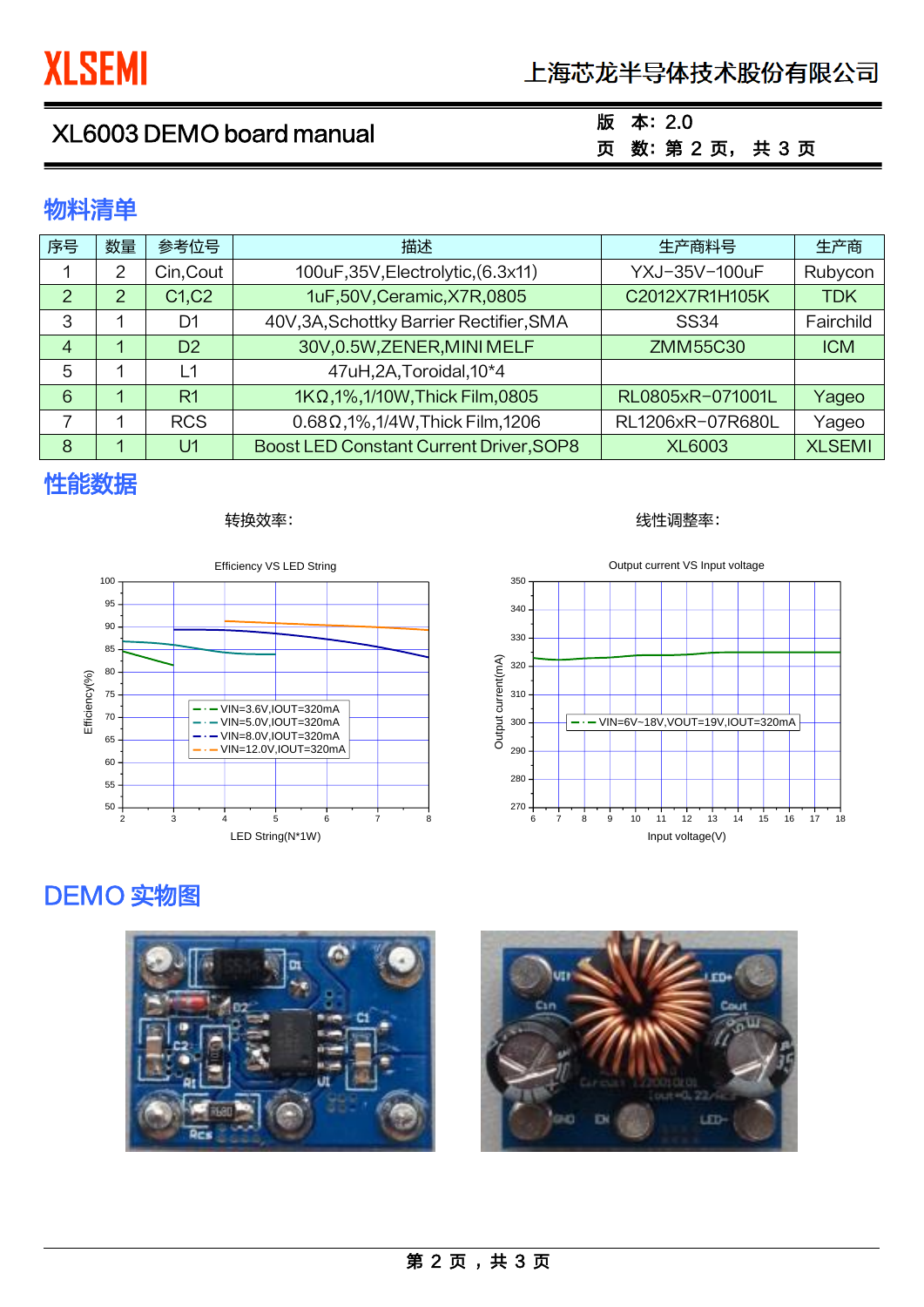## 物料清单

| 序号 | 数量 | 参考位号 | 描述 | 生产商料号 | 生产商 |
|---|---|---|---|---|---|
| 1 | 2 | Cin,Cout | 100uF,35V,Electrolytic,(6.3x11) | YXJ-35V-100uF | Rubycon |
| 2 | 2 | C1,C2 | 1uF,50V,Ceramic,X7R,0805 | C2012X7R1H105K | TDK |
| 3 | 1 | D1 | 40V,3A,Schottky Barrier Rectifier,SMA | SS34 | Fairchild |
| 4 | 1 | D2 | 30V,0.5W,ZENER,MINI MELF | ZMM55C30 | ICM |
| 5 | 1 | L1 | 47uH,2A,Toroidal,10*4 | | |
| 6 | 1 | R1 | 1KΩ,1%,1/10W,Thick Film,0805 | RL0805xR-071001L | Yageo |
| 7 | 1 | RCS | 0.68Ω,1%,1/4W,Thick Film,1206 | RL1206xR-07R680L | Yageo |
| 8 | 1 | U1 | Boost LED Constant Current Driver,SOP8 | XL6003 | XLSEMI |

## 性能数据

转换效率：

Efficiency VS LED String

线性调整率：

Output current VS Input voltage

## DEMO 实物图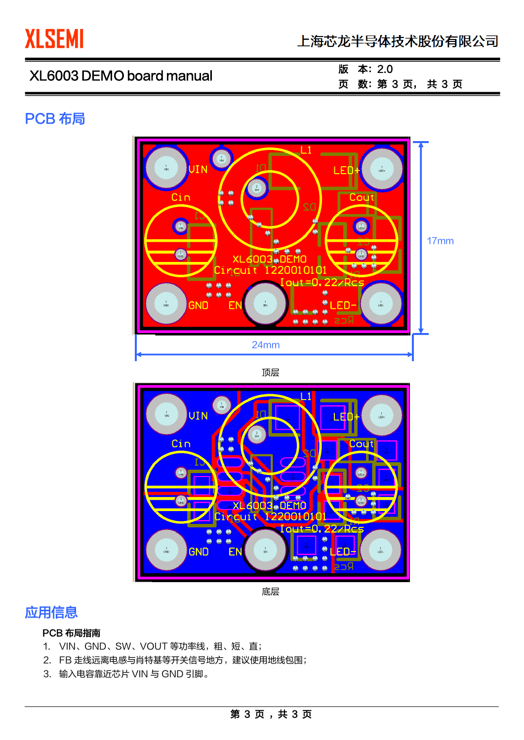## PCB 布局

24mm

17mm

顶层

底层

## 应用信息

**PCB 布局指南**

1. VIN、GND、SW、VOUT 等功率线，粗、短、直；
2. FB 走线远离电感与肖特基等开关信号地方，建议使用地线包围；
3. 输入电容靠近芯片 VIN 与 GND 引脚。